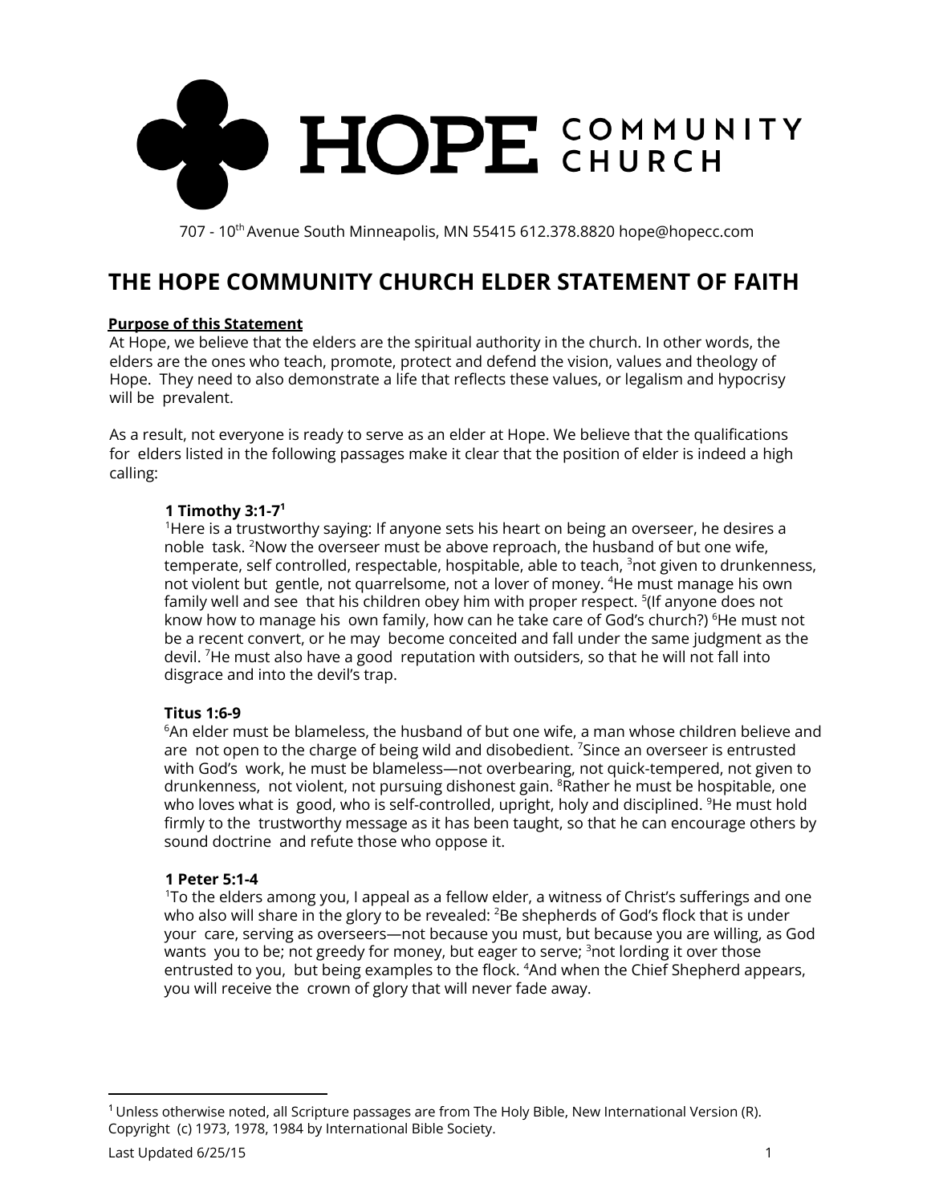HOPE COMMUNITY CHURCH

707 - 10th Avenue South Minneapolis, MN 55415 612.378.8820 hope@hopecc.com

# THE HOPE COMMUNITY CHURCH ELDER STATEMENT OF FAITH

**Purpose of this Statement**

At Hope, we believe that the elders are the spiritual authority in the church. In other words, the elders are the ones who teach, promote, protect and defend the vision, values and theology of Hope. They need to also demonstrate a life that reflects these values, or legalism and hypocrisy will be prevalent.

As a result, not everyone is ready to serve as an elder at Hope. We believe that the qualifications for elders listed in the following passages make it clear that the position of elder is indeed a high calling:

> **1 Timothy 3:1-7**[1]
>
> [1]Here is a trustworthy saying: If anyone sets his heart on being an overseer, he desires a noble task. [2]Now the overseer must be above reproach, the husband of but one wife, temperate, self controlled, respectable, hospitable, able to teach, [3]not given to drunkenness, not violent but gentle, not quarrelsome, not a lover of money. [4]He must manage his own family well and see that his children obey him with proper respect. [5](If anyone does not know how to manage his own family, how can he take care of God's church?) [6]He must not be a recent convert, or he may become conceited and fall under the same judgment as the devil. [7]He must also have a good reputation with outsiders, so that he will not fall into disgrace and into the devil's trap.
>
> **Titus 1:6-9**
>
> [6]An elder must be blameless, the husband of but one wife, a man whose children believe and are not open to the charge of being wild and disobedient. [7]Since an overseer is entrusted with God's work, he must be blameless—not overbearing, not quick-tempered, not given to drunkenness, not violent, not pursuing dishonest gain. [8]Rather he must be hospitable, one who loves what is good, who is self-controlled, upright, holy and disciplined. [9]He must hold firmly to the trustworthy message as it has been taught, so that he can encourage others by sound doctrine and refute those who oppose it.
>
> **1 Peter 5:1-4**
>
> [1]To the elders among you, I appeal as a fellow elder, a witness of Christ's sufferings and one who also will share in the glory to be revealed: [2]Be shepherds of God's flock that is under your care, serving as overseers—not because you must, but because you are willing, as God wants you to be; not greedy for money, but eager to serve; [3]not lording it over those entrusted to you, but being examples to the flock. [4]And when the Chief Shepherd appears, you will receive the crown of glory that will never fade away.

---

[1] Unless otherwise noted, all Scripture passages are from The Holy Bible, New International Version (R). Copyright (c) 1973, 1978, 1984 by International Bible Society.

Last Updated 6/25/15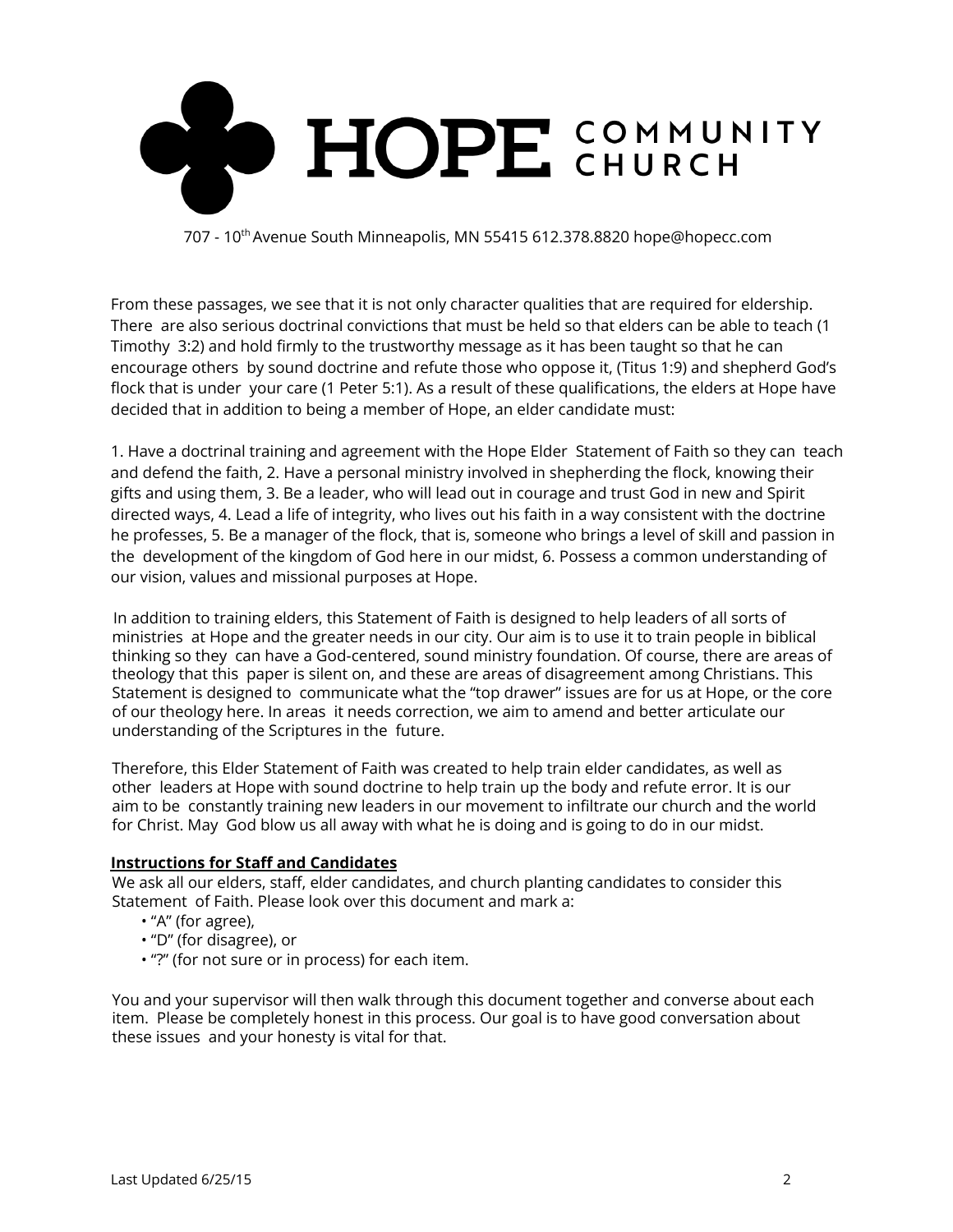# HOPE COMMUNITY CHURCH

707 - 10th Avenue South Minneapolis, MN 55415 612.378.8820 hope@hopecc.com

From these passages, we see that it is not only character qualities that are required for eldership. There are also serious doctrinal convictions that must be held so that elders can be able to teach (1 Timothy 3:2) and hold firmly to the trustworthy message as it has been taught so that he can encourage others by sound doctrine and refute those who oppose it, (Titus 1:9) and shepherd God's flock that is under your care (1 Peter 5:1). As a result of these qualifications, the elders at Hope have decided that in addition to being a member of Hope, an elder candidate must:

1. Have a doctrinal training and agreement with the Hope Elder Statement of Faith so they can teach and defend the faith, 2. Have a personal ministry involved in shepherding the flock, knowing their gifts and using them, 3. Be a leader, who will lead out in courage and trust God in new and Spirit directed ways, 4. Lead a life of integrity, who lives out his faith in a way consistent with the doctrine he professes, 5. Be a manager of the flock, that is, someone who brings a level of skill and passion in the development of the kingdom of God here in our midst, 6. Possess a common understanding of our vision, values and missional purposes at Hope.

In addition to training elders, this Statement of Faith is designed to help leaders of all sorts of ministries at Hope and the greater needs in our city. Our aim is to use it to train people in biblical thinking so they can have a God-centered, sound ministry foundation. Of course, there are areas of theology that this paper is silent on, and these are areas of disagreement among Christians. This Statement is designed to communicate what the "top drawer" issues are for us at Hope, or the core of our theology here. In areas it needs correction, we aim to amend and better articulate our understanding of the Scriptures in the future.

Therefore, this Elder Statement of Faith was created to help train elder candidates, as well as other leaders at Hope with sound doctrine to help train up the body and refute error. It is our aim to be constantly training new leaders in our movement to infiltrate our church and the world for Christ. May God blow us all away with what he is doing and is going to do in our midst.

**Instructions for Staff and Candidates**

We ask all our elders, staff, elder candidates, and church planting candidates to consider this Statement of Faith. Please look over this document and mark a:

- "A" (for agree),
- "D" (for disagree), or
- "?" (for not sure or in process) for each item.

You and your supervisor will then walk through this document together and converse about each item. Please be completely honest in this process. Our goal is to have good conversation about these issues and your honesty is vital for that.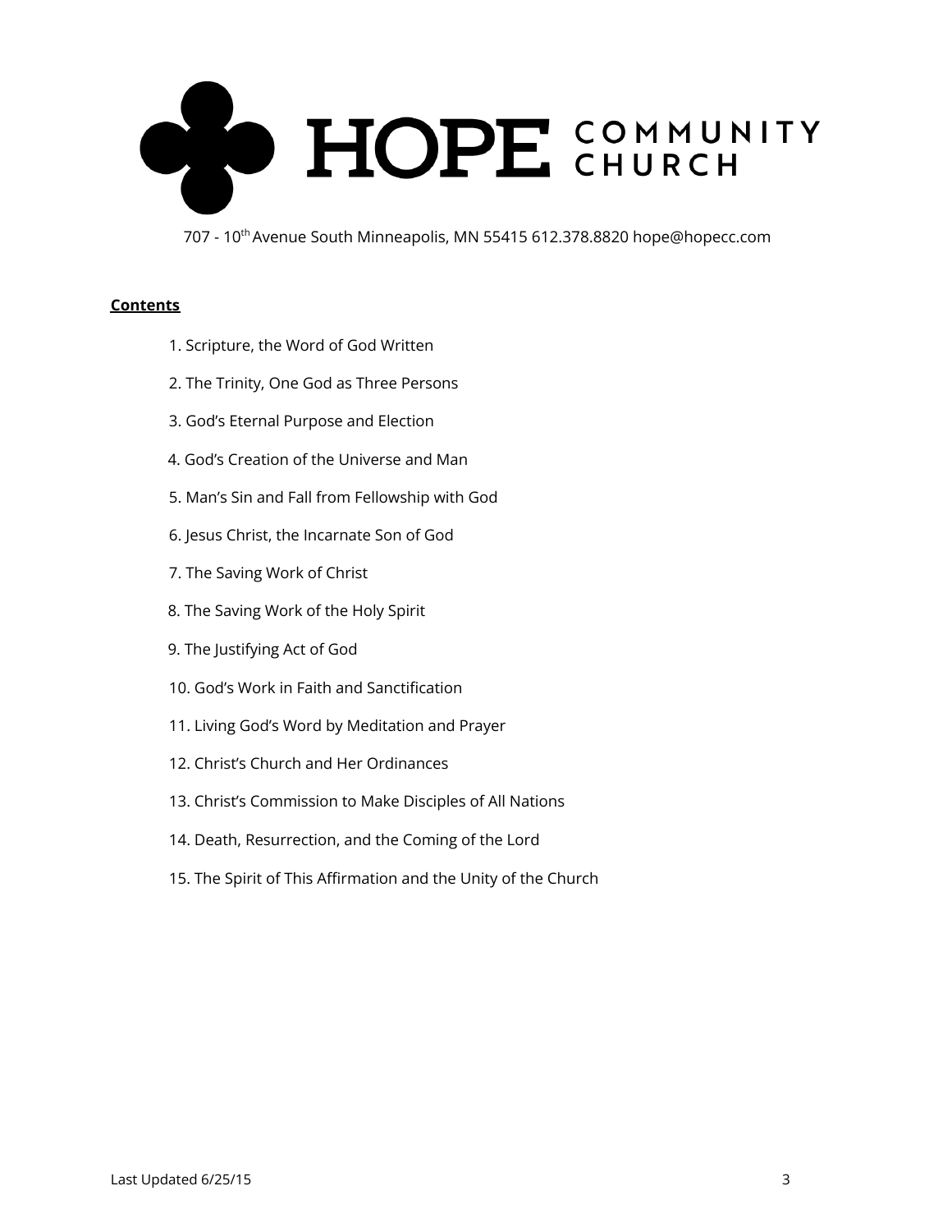# HOPE COMMUNITY CHURCH

707 - 10th Avenue South Minneapolis, MN 55415 612.378.8820 hope@hopecc.com

**Contents**

1. Scripture, the Word of God Written
2. The Trinity, One God as Three Persons
3. God's Eternal Purpose and Election
4. God's Creation of the Universe and Man
5. Man's Sin and Fall from Fellowship with God
6. Jesus Christ, the Incarnate Son of God
7. The Saving Work of Christ
8. The Saving Work of the Holy Spirit
9. The Justifying Act of God
10. God's Work in Faith and Sanctification
11. Living God's Word by Meditation and Prayer
12. Christ's Church and Her Ordinances
13. Christ's Commission to Make Disciples of All Nations
14. Death, Resurrection, and the Coming of the Lord
15. The Spirit of This Affirmation and the Unity of the Church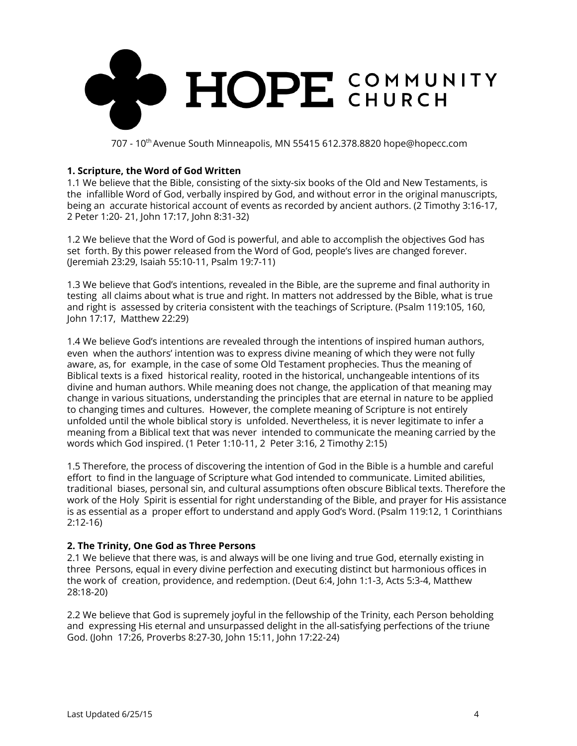# HOPE COMMUNITY CHURCH

707 - 10th Avenue South Minneapolis, MN 55415 612.378.8820 hope@hopecc.com

**1. Scripture, the Word of God Written**

1.1 We believe that the Bible, consisting of the sixty-six books of the Old and New Testaments, is the infallible Word of God, verbally inspired by God, and without error in the original manuscripts, being an accurate historical account of events as recorded by ancient authors. (2 Timothy 3:16-17, 2 Peter 1:20- 21, John 17:17, John 8:31-32)

1.2 We believe that the Word of God is powerful, and able to accomplish the objectives God has set forth. By this power released from the Word of God, people's lives are changed forever. (Jeremiah 23:29, Isaiah 55:10-11, Psalm 19:7-11)

1.3 We believe that God's intentions, revealed in the Bible, are the supreme and final authority in testing all claims about what is true and right. In matters not addressed by the Bible, what is true and right is assessed by criteria consistent with the teachings of Scripture. (Psalm 119:105, 160, John 17:17, Matthew 22:29)

1.4 We believe God's intentions are revealed through the intentions of inspired human authors, even when the authors' intention was to express divine meaning of which they were not fully aware, as, for example, in the case of some Old Testament prophecies. Thus the meaning of Biblical texts is a fixed historical reality, rooted in the historical, unchangeable intentions of its divine and human authors. While meaning does not change, the application of that meaning may change in various situations, understanding the principles that are eternal in nature to be applied to changing times and cultures. However, the complete meaning of Scripture is not entirely unfolded until the whole biblical story is unfolded. Nevertheless, it is never legitimate to infer a meaning from a Biblical text that was never intended to communicate the meaning carried by the words which God inspired. (1 Peter 1:10-11, 2 Peter 3:16, 2 Timothy 2:15)

1.5 Therefore, the process of discovering the intention of God in the Bible is a humble and careful effort to find in the language of Scripture what God intended to communicate. Limited abilities, traditional biases, personal sin, and cultural assumptions often obscure Biblical texts. Therefore the work of the Holy Spirit is essential for right understanding of the Bible, and prayer for His assistance is as essential as a proper effort to understand and apply God's Word. (Psalm 119:12, 1 Corinthians 2:12-16)

**2. The Trinity, One God as Three Persons**

2.1 We believe that there was, is and always will be one living and true God, eternally existing in three Persons, equal in every divine perfection and executing distinct but harmonious offices in the work of creation, providence, and redemption. (Deut 6:4, John 1:1-3, Acts 5:3-4, Matthew 28:18-20)

2.2 We believe that God is supremely joyful in the fellowship of the Trinity, each Person beholding and expressing His eternal and unsurpassed delight in the all-satisfying perfections of the triune God. (John 17:26, Proverbs 8:27-30, John 15:11, John 17:22-24)

Last Updated 6/25/15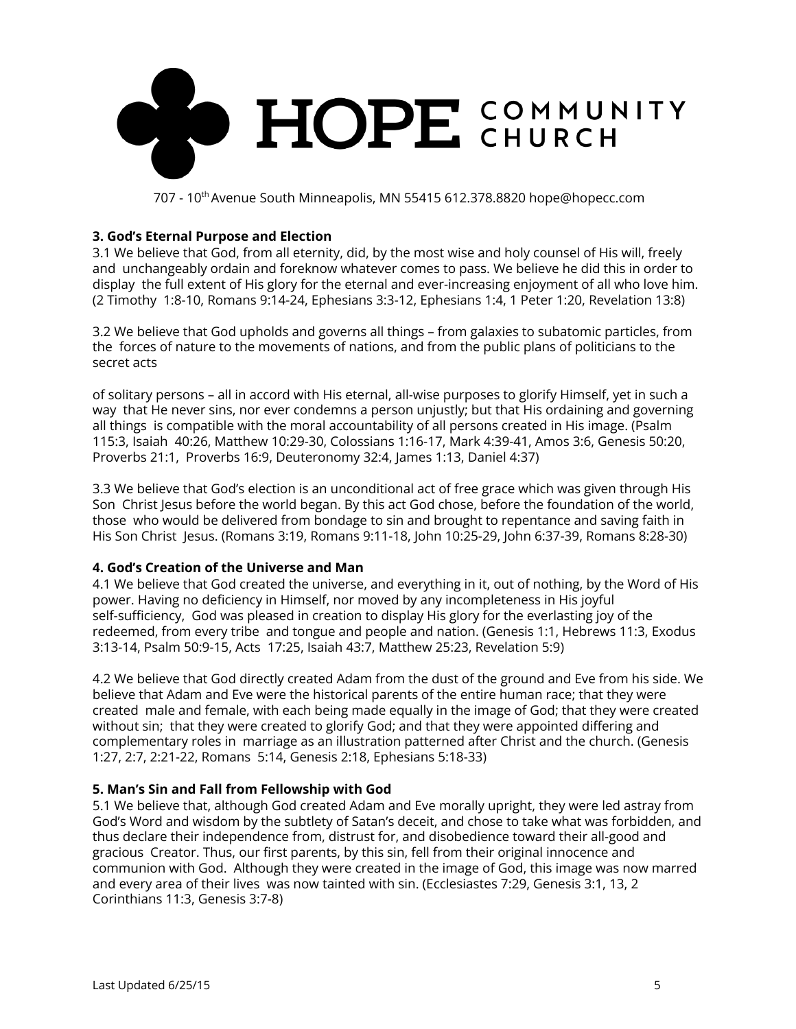### 3. God's Eternal Purpose and Election

3.1 We believe that God, from all eternity, did, by the most wise and holy counsel of His will, freely and unchangeably ordain and foreknow whatever comes to pass. We believe he did this in order to display the full extent of His glory for the eternal and ever-increasing enjoyment of all who love him. (2 Timothy 1:8-10, Romans 9:14-24, Ephesians 3:3-12, Ephesians 1:4, 1 Peter 1:20, Revelation 13:8)

3.2 We believe that God upholds and governs all things – from galaxies to subatomic particles, from the forces of nature to the movements of nations, and from the public plans of politicians to the secret acts of solitary persons – all in accord with His eternal, all-wise purposes to glorify Himself, yet in such a way that He never sins, nor ever condemns a person unjustly; but that His ordaining and governing all things is compatible with the moral accountability of all persons created in His image. (Psalm 115:3, Isaiah 40:26, Matthew 10:29-30, Colossians 1:16-17, Mark 4:39-41, Amos 3:6, Genesis 50:20, Proverbs 21:1, Proverbs 16:9, Deuteronomy 32:4, James 1:13, Daniel 4:37)

3.3 We believe that God's election is an unconditional act of free grace which was given through His Son Christ Jesus before the world began. By this act God chose, before the foundation of the world, those who would be delivered from bondage to sin and brought to repentance and saving faith in His Son Christ Jesus. (Romans 3:19, Romans 9:11-18, John 10:25-29, John 6:37-39, Romans 8:28-30)

### 4. God's Creation of the Universe and Man

4.1 We believe that God created the universe, and everything in it, out of nothing, by the Word of His power. Having no deficiency in Himself, nor moved by any incompleteness in His joyful self-sufficiency, God was pleased in creation to display His glory for the everlasting joy of the redeemed, from every tribe and tongue and people and nation. (Genesis 1:1, Hebrews 11:3, Exodus 3:13-14, Psalm 50:9-15, Acts 17:25, Isaiah 43:7, Matthew 25:23, Revelation 5:9)

4.2 We believe that God directly created Adam from the dust of the ground and Eve from his side. We believe that Adam and Eve were the historical parents of the entire human race; that they were created male and female, with each being made equally in the image of God; that they were created without sin; that they were created to glorify God; and that they were appointed differing and complementary roles in marriage as an illustration patterned after Christ and the church. (Genesis 1:27, 2:7, 2:21-22, Romans 5:14, Genesis 2:18, Ephesians 5:18-33)

### 5. Man's Sin and Fall from Fellowship with God

5.1 We believe that, although God created Adam and Eve morally upright, they were led astray from God's Word and wisdom by the subtlety of Satan's deceit, and chose to take what was forbidden, and thus declare their independence from, distrust for, and disobedience toward their all-good and gracious Creator. Thus, our first parents, by this sin, fell from their original innocence and communion with God. Although they were created in the image of God, this image was now marred and every area of their lives was now tainted with sin. (Ecclesiastes 7:29, Genesis 3:1, 13, 2 Corinthians 11:3, Genesis 3:7-8)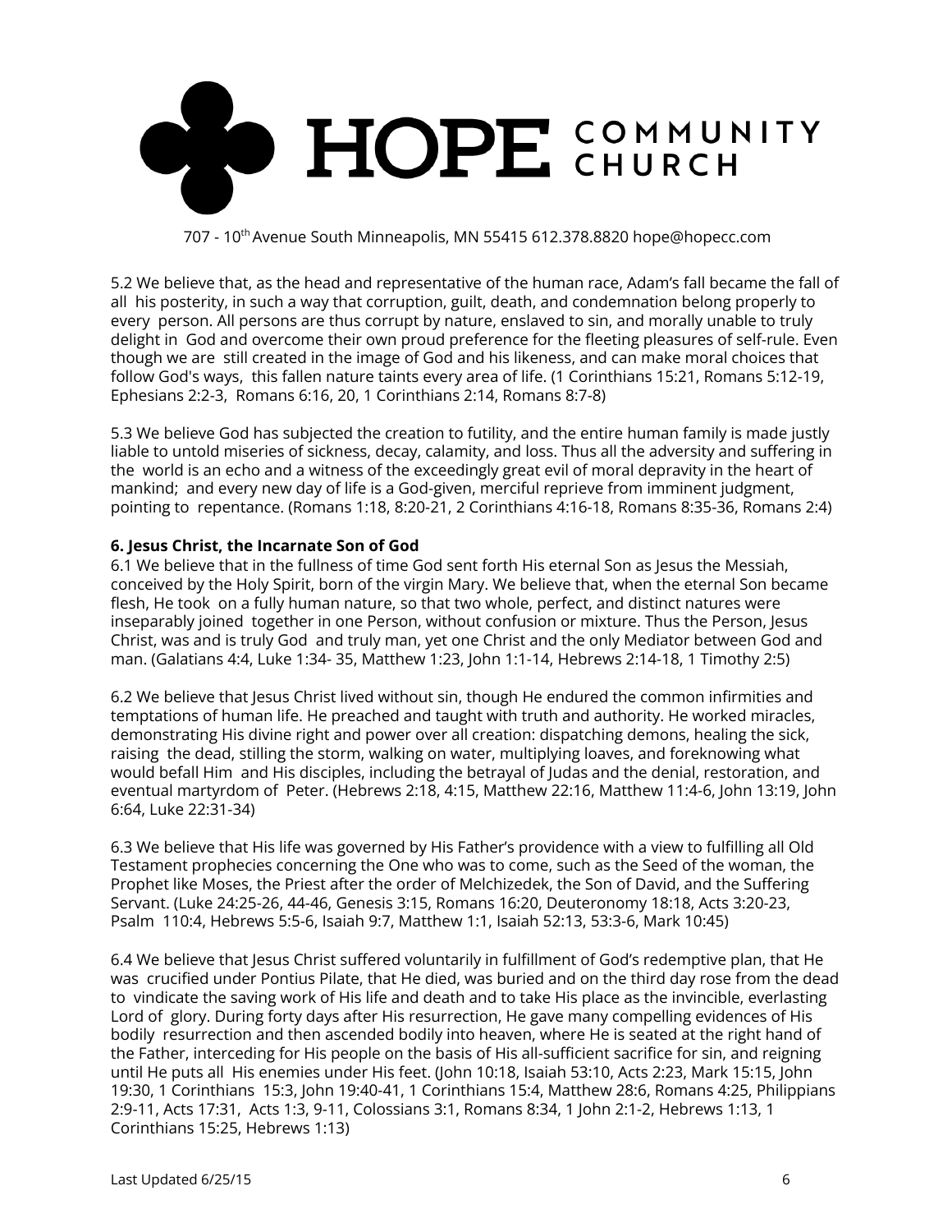5.2 We believe that, as the head and representative of the human race, Adam's fall became the fall of all his posterity, in such a way that corruption, guilt, death, and condemnation belong properly to every person. All persons are thus corrupt by nature, enslaved to sin, and morally unable to truly delight in God and overcome their own proud preference for the fleeting pleasures of self-rule. Even though we are still created in the image of God and his likeness, and can make moral choices that follow God's ways, this fallen nature taints every area of life. (1 Corinthians 15:21, Romans 5:12-19, Ephesians 2:2-3, Romans 6:16, 20, 1 Corinthians 2:14, Romans 8:7-8)

5.3 We believe God has subjected the creation to futility, and the entire human family is made justly liable to untold miseries of sickness, decay, calamity, and loss. Thus all the adversity and suffering in the world is an echo and a witness of the exceedingly great evil of moral depravity in the heart of mankind; and every new day of life is a God-given, merciful reprieve from imminent judgment, pointing to repentance. (Romans 1:18, 8:20-21, 2 Corinthians 4:16-18, Romans 8:35-36, Romans 2:4)

**6. Jesus Christ, the Incarnate Son of God**

6.1 We believe that in the fullness of time God sent forth His eternal Son as Jesus the Messiah, conceived by the Holy Spirit, born of the virgin Mary. We believe that, when the eternal Son became flesh, He took on a fully human nature, so that two whole, perfect, and distinct natures were inseparably joined together in one Person, without confusion or mixture. Thus the Person, Jesus Christ, was and is truly God and truly man, yet one Christ and the only Mediator between God and man. (Galatians 4:4, Luke 1:34- 35, Matthew 1:23, John 1:1-14, Hebrews 2:14-18, 1 Timothy 2:5)

6.2 We believe that Jesus Christ lived without sin, though He endured the common infirmities and temptations of human life. He preached and taught with truth and authority. He worked miracles, demonstrating His divine right and power over all creation: dispatching demons, healing the sick, raising the dead, stilling the storm, walking on water, multiplying loaves, and foreknowing what would befall Him and His disciples, including the betrayal of Judas and the denial, restoration, and eventual martyrdom of Peter. (Hebrews 2:18, 4:15, Matthew 22:16, Matthew 11:4-6, John 13:19, John 6:64, Luke 22:31-34)

6.3 We believe that His life was governed by His Father's providence with a view to fulfilling all Old Testament prophecies concerning the One who was to come, such as the Seed of the woman, the Prophet like Moses, the Priest after the order of Melchizedek, the Son of David, and the Suffering Servant. (Luke 24:25-26, 44-46, Genesis 3:15, Romans 16:20, Deuteronomy 18:18, Acts 3:20-23, Psalm 110:4, Hebrews 5:5-6, Isaiah 9:7, Matthew 1:1, Isaiah 52:13, 53:3-6, Mark 10:45)

6.4 We believe that Jesus Christ suffered voluntarily in fulfillment of God's redemptive plan, that He was crucified under Pontius Pilate, that He died, was buried and on the third day rose from the dead to vindicate the saving work of His life and death and to take His place as the invincible, everlasting Lord of glory. During forty days after His resurrection, He gave many compelling evidences of His bodily resurrection and then ascended bodily into heaven, where He is seated at the right hand of the Father, interceding for His people on the basis of His all-sufficient sacrifice for sin, and reigning until He puts all His enemies under His feet. (John 10:18, Isaiah 53:10, Acts 2:23, Mark 15:15, John 19:30, 1 Corinthians 15:3, John 19:40-41, 1 Corinthians 15:4, Matthew 28:6, Romans 4:25, Philippians 2:9-11, Acts 17:31, Acts 1:3, 9-11, Colossians 3:1, Romans 8:34, 1 John 2:1-2, Hebrews 1:13, 1 Corinthians 15:25, Hebrews 1:13)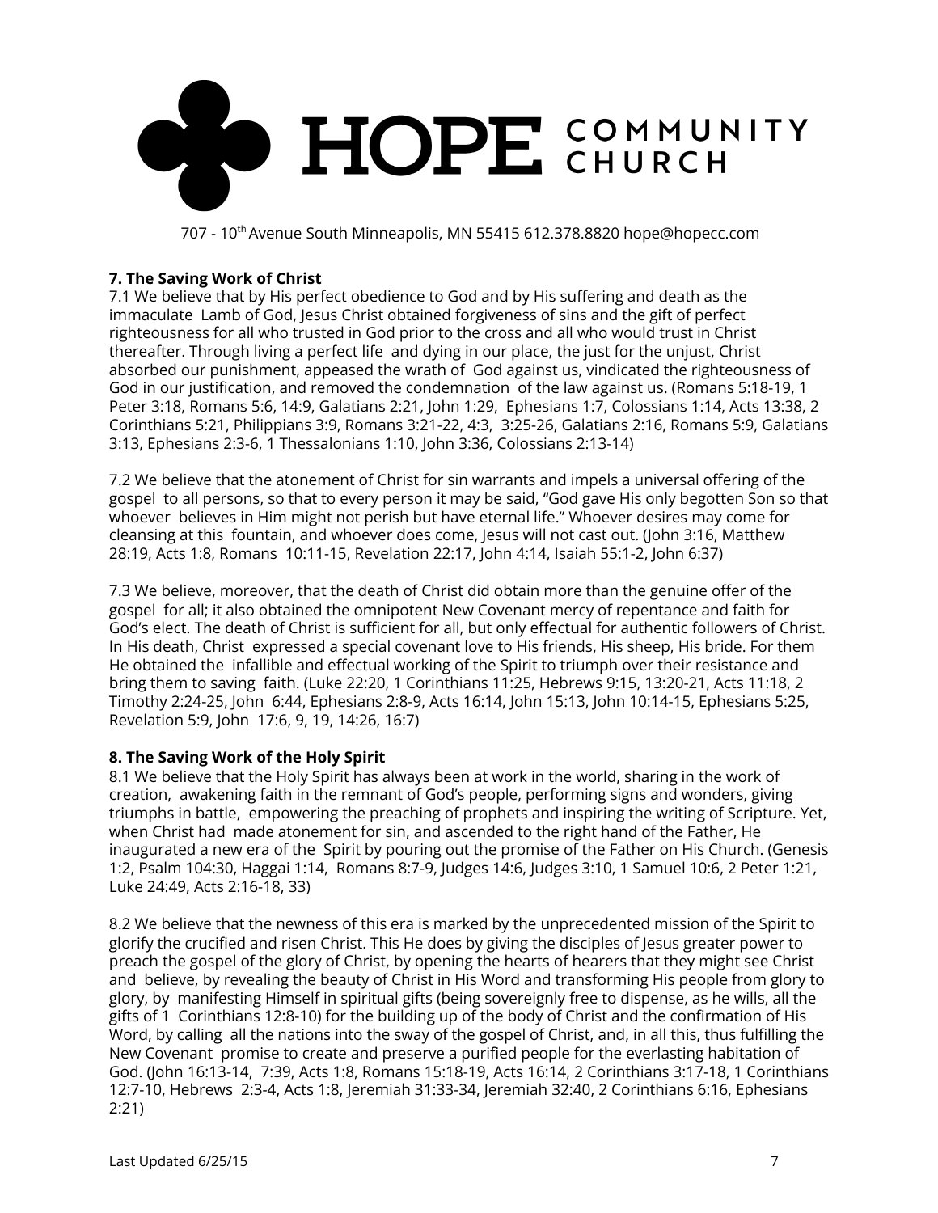**HOPE** COMMUNITY CHURCH

707 - 10th Avenue South Minneapolis, MN 55415 612.378.8820 hope@hopecc.com

**7. The Saving Work of Christ**

7.1 We believe that by His perfect obedience to God and by His suffering and death as the immaculate Lamb of God, Jesus Christ obtained forgiveness of sins and the gift of perfect righteousness for all who trusted in God prior to the cross and all who would trust in Christ thereafter. Through living a perfect life and dying in our place, the just for the unjust, Christ absorbed our punishment, appeased the wrath of God against us, vindicated the righteousness of God in our justification, and removed the condemnation of the law against us. (Romans 5:18-19, 1 Peter 3:18, Romans 5:6, 14:9, Galatians 2:21, John 1:29, Ephesians 1:7, Colossians 1:14, Acts 13:38, 2 Corinthians 5:21, Philippians 3:9, Romans 3:21-22, 4:3, 3:25-26, Galatians 2:16, Romans 5:9, Galatians 3:13, Ephesians 2:3-6, 1 Thessalonians 1:10, John 3:36, Colossians 2:13-14)

7.2 We believe that the atonement of Christ for sin warrants and impels a universal offering of the gospel to all persons, so that to every person it may be said, "God gave His only begotten Son so that whoever believes in Him might not perish but have eternal life." Whoever desires may come for cleansing at this fountain, and whoever does come, Jesus will not cast out. (John 3:16, Matthew 28:19, Acts 1:8, Romans 10:11-15, Revelation 22:17, John 4:14, Isaiah 55:1-2, John 6:37)

7.3 We believe, moreover, that the death of Christ did obtain more than the genuine offer of the gospel for all; it also obtained the omnipotent New Covenant mercy of repentance and faith for God's elect. The death of Christ is sufficient for all, but only effectual for authentic followers of Christ. In His death, Christ expressed a special covenant love to His friends, His sheep, His bride. For them He obtained the infallible and effectual working of the Spirit to triumph over their resistance and bring them to saving faith. (Luke 22:20, 1 Corinthians 11:25, Hebrews 9:15, 13:20-21, Acts 11:18, 2 Timothy 2:24-25, John 6:44, Ephesians 2:8-9, Acts 16:14, John 15:13, John 10:14-15, Ephesians 5:25, Revelation 5:9, John 17:6, 9, 19, 14:26, 16:7)

**8. The Saving Work of the Holy Spirit**

8.1 We believe that the Holy Spirit has always been at work in the world, sharing in the work of creation, awakening faith in the remnant of God's people, performing signs and wonders, giving triumphs in battle, empowering the preaching of prophets and inspiring the writing of Scripture. Yet, when Christ had made atonement for sin, and ascended to the right hand of the Father, He inaugurated a new era of the Spirit by pouring out the promise of the Father on His Church. (Genesis 1:2, Psalm 104:30, Haggai 1:14, Romans 8:7-9, Judges 14:6, Judges 3:10, 1 Samuel 10:6, 2 Peter 1:21, Luke 24:49, Acts 2:16-18, 33)

8.2 We believe that the newness of this era is marked by the unprecedented mission of the Spirit to glorify the crucified and risen Christ. This He does by giving the disciples of Jesus greater power to preach the gospel of the glory of Christ, by opening the hearts of hearers that they might see Christ and believe, by revealing the beauty of Christ in His Word and transforming His people from glory to glory, by manifesting Himself in spiritual gifts (being sovereignly free to dispense, as he wills, all the gifts of 1 Corinthians 12:8-10) for the building up of the body of Christ and the confirmation of His Word, by calling all the nations into the sway of the gospel of Christ, and, in all this, thus fulfilling the New Covenant promise to create and preserve a purified people for the everlasting habitation of God. (John 16:13-14, 7:39, Acts 1:8, Romans 15:18-19, Acts 16:14, 2 Corinthians 3:17-18, 1 Corinthians 12:7-10, Hebrews 2:3-4, Acts 1:8, Jeremiah 31:33-34, Jeremiah 32:40, 2 Corinthians 6:16, Ephesians 2:21)

Last Updated 6/25/15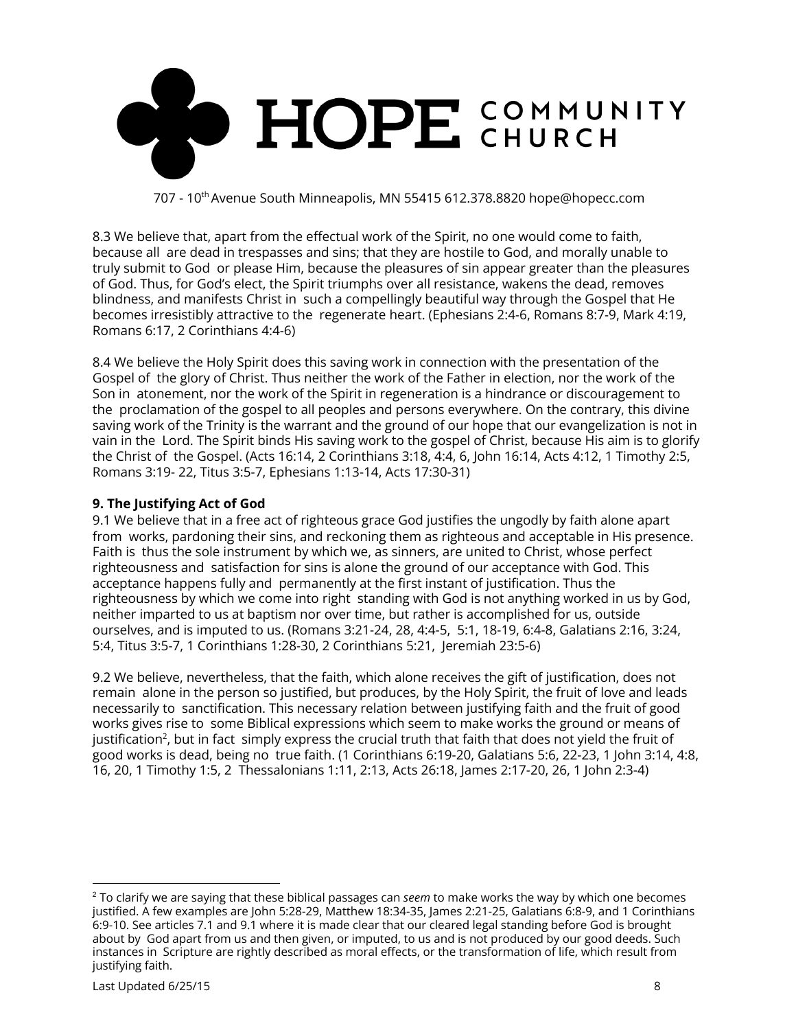8.3 We believe that, apart from the effectual work of the Spirit, no one would come to faith, because all are dead in trespasses and sins; that they are hostile to God, and morally unable to truly submit to God or please Him, because the pleasures of sin appear greater than the pleasures of God. Thus, for God's elect, the Spirit triumphs over all resistance, wakens the dead, removes blindness, and manifests Christ in such a compellingly beautiful way through the Gospel that He becomes irresistibly attractive to the regenerate heart. (Ephesians 2:4-6, Romans 8:7-9, Mark 4:19, Romans 6:17, 2 Corinthians 4:4-6)

8.4 We believe the Holy Spirit does this saving work in connection with the presentation of the Gospel of the glory of Christ. Thus neither the work of the Father in election, nor the work of the Son in atonement, nor the work of the Spirit in regeneration is a hindrance or discouragement to the proclamation of the gospel to all peoples and persons everywhere. On the contrary, this divine saving work of the Trinity is the warrant and the ground of our hope that our evangelization is not in vain in the Lord. The Spirit binds His saving work to the gospel of Christ, because His aim is to glorify the Christ of the Gospel. (Acts 16:14, 2 Corinthians 3:18, 4:4, 6, John 16:14, Acts 4:12, 1 Timothy 2:5, Romans 3:19- 22, Titus 3:5-7, Ephesians 1:13-14, Acts 17:30-31)

**9. The Justifying Act of God**

9.1 We believe that in a free act of righteous grace God justifies the ungodly by faith alone apart from works, pardoning their sins, and reckoning them as righteous and acceptable in His presence. Faith is thus the sole instrument by which we, as sinners, are united to Christ, whose perfect righteousness and satisfaction for sins is alone the ground of our acceptance with God. This acceptance happens fully and permanently at the first instant of justification. Thus the righteousness by which we come into right standing with God is not anything worked in us by God, neither imparted to us at baptism nor over time, but rather is accomplished for us, outside ourselves, and is imputed to us. (Romans 3:21-24, 28, 4:4-5, 5:1, 18-19, 6:4-8, Galatians 2:16, 3:24, 5:4, Titus 3:5-7, 1 Corinthians 1:28-30, 2 Corinthians 5:21, Jeremiah 23:5-6)

9.2 We believe, nevertheless, that the faith, which alone receives the gift of justification, does not remain alone in the person so justified, but produces, by the Holy Spirit, the fruit of love and leads necessarily to sanctification. This necessary relation between justifying faith and the fruit of good works gives rise to some Biblical expressions which seem to make works the ground or means of justification[2], but in fact simply express the crucial truth that faith that does not yield the fruit of good works is dead, being no true faith. (1 Corinthians 6:19-20, Galatians 5:6, 22-23, 1 John 3:14, 4:8, 16, 20, 1 Timothy 1:5, 2 Thessalonians 1:11, 2:13, Acts 26:18, James 2:17-20, 26, 1 John 2:3-4)

---

[2] To clarify we are saying that these biblical passages can *seem* to make works the way by which one becomes justified. A few examples are John 5:28-29, Matthew 18:34-35, James 2:21-25, Galatians 6:8-9, and 1 Corinthians 6:9-10. See articles 7.1 and 9.1 where it is made clear that our cleared legal standing before God is brought about by God apart from us and then given, or imputed, to us and is not produced by our good deeds. Such instances in Scripture are rightly described as moral effects, or the transformation of life, which result from justifying faith.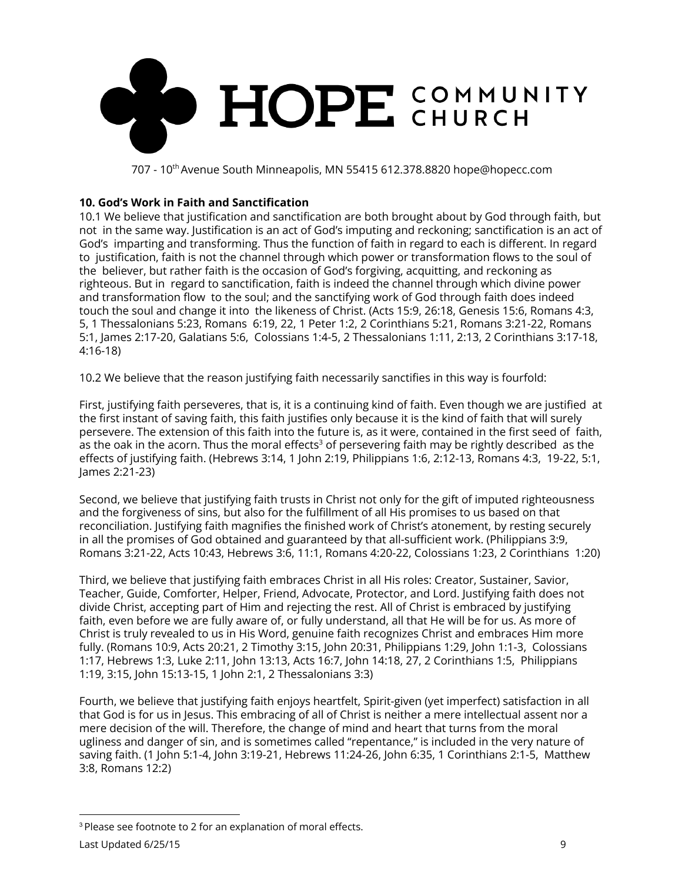HOPE COMMUNITY CHURCH

707 - 10th Avenue South Minneapolis, MN 55415 612.378.8820 hope@hopecc.com

**10. God's Work in Faith and Sanctification**

10.1 We believe that justification and sanctification are both brought about by God through faith, but not in the same way. Justification is an act of God's imputing and reckoning; sanctification is an act of God's imparting and transforming. Thus the function of faith in regard to each is different. In regard to justification, faith is not the channel through which power or transformation flows to the soul of the believer, but rather faith is the occasion of God's forgiving, acquitting, and reckoning as righteous. But in regard to sanctification, faith is indeed the channel through which divine power and transformation flow to the soul; and the sanctifying work of God through faith does indeed touch the soul and change it into the likeness of Christ. (Acts 15:9, 26:18, Genesis 15:6, Romans 4:3, 5, 1 Thessalonians 5:23, Romans 6:19, 22, 1 Peter 1:2, 2 Corinthians 5:21, Romans 3:21-22, Romans 5:1, James 2:17-20, Galatians 5:6, Colossians 1:4-5, 2 Thessalonians 1:11, 2:13, 2 Corinthians 3:17-18, 4:16-18)

10.2 We believe that the reason justifying faith necessarily sanctifies in this way is fourfold:

First, justifying faith perseveres, that is, it is a continuing kind of faith. Even though we are justified at the first instant of saving faith, this faith justifies only because it is the kind of faith that will surely persevere. The extension of this faith into the future is, as it were, contained in the first seed of faith, as the oak in the acorn. Thus the moral effects[3] of persevering faith may be rightly described as the effects of justifying faith. (Hebrews 3:14, 1 John 2:19, Philippians 1:6, 2:12-13, Romans 4:3, 19-22, 5:1, James 2:21-23)

Second, we believe that justifying faith trusts in Christ not only for the gift of imputed righteousness and the forgiveness of sins, but also for the fulfillment of all His promises to us based on that reconciliation. Justifying faith magnifies the finished work of Christ's atonement, by resting securely in all the promises of God obtained and guaranteed by that all-sufficient work. (Philippians 3:9, Romans 3:21-22, Acts 10:43, Hebrews 3:6, 11:1, Romans 4:20-22, Colossians 1:23, 2 Corinthians 1:20)

Third, we believe that justifying faith embraces Christ in all His roles: Creator, Sustainer, Savior, Teacher, Guide, Comforter, Helper, Friend, Advocate, Protector, and Lord. Justifying faith does not divide Christ, accepting part of Him and rejecting the rest. All of Christ is embraced by justifying faith, even before we are fully aware of, or fully understand, all that He will be for us. As more of Christ is truly revealed to us in His Word, genuine faith recognizes Christ and embraces Him more fully. (Romans 10:9, Acts 20:21, 2 Timothy 3:15, John 20:31, Philippians 1:29, John 1:1-3, Colossians 1:17, Hebrews 1:3, Luke 2:11, John 13:13, Acts 16:7, John 14:18, 27, 2 Corinthians 1:5, Philippians 1:19, 3:15, John 15:13-15, 1 John 2:1, 2 Thessalonians 3:3)

Fourth, we believe that justifying faith enjoys heartfelt, Spirit-given (yet imperfect) satisfaction in all that God is for us in Jesus. This embracing of all of Christ is neither a mere intellectual assent nor a mere decision of the will. Therefore, the change of mind and heart that turns from the moral ugliness and danger of sin, and is sometimes called "repentance," is included in the very nature of saving faith. (1 John 5:1-4, John 3:19-21, Hebrews 11:24-26, John 6:35, 1 Corinthians 2:1-5, Matthew 3:8, Romans 12:2)

---

[3] Please see footnote to 2 for an explanation of moral effects.

Last Updated 6/25/15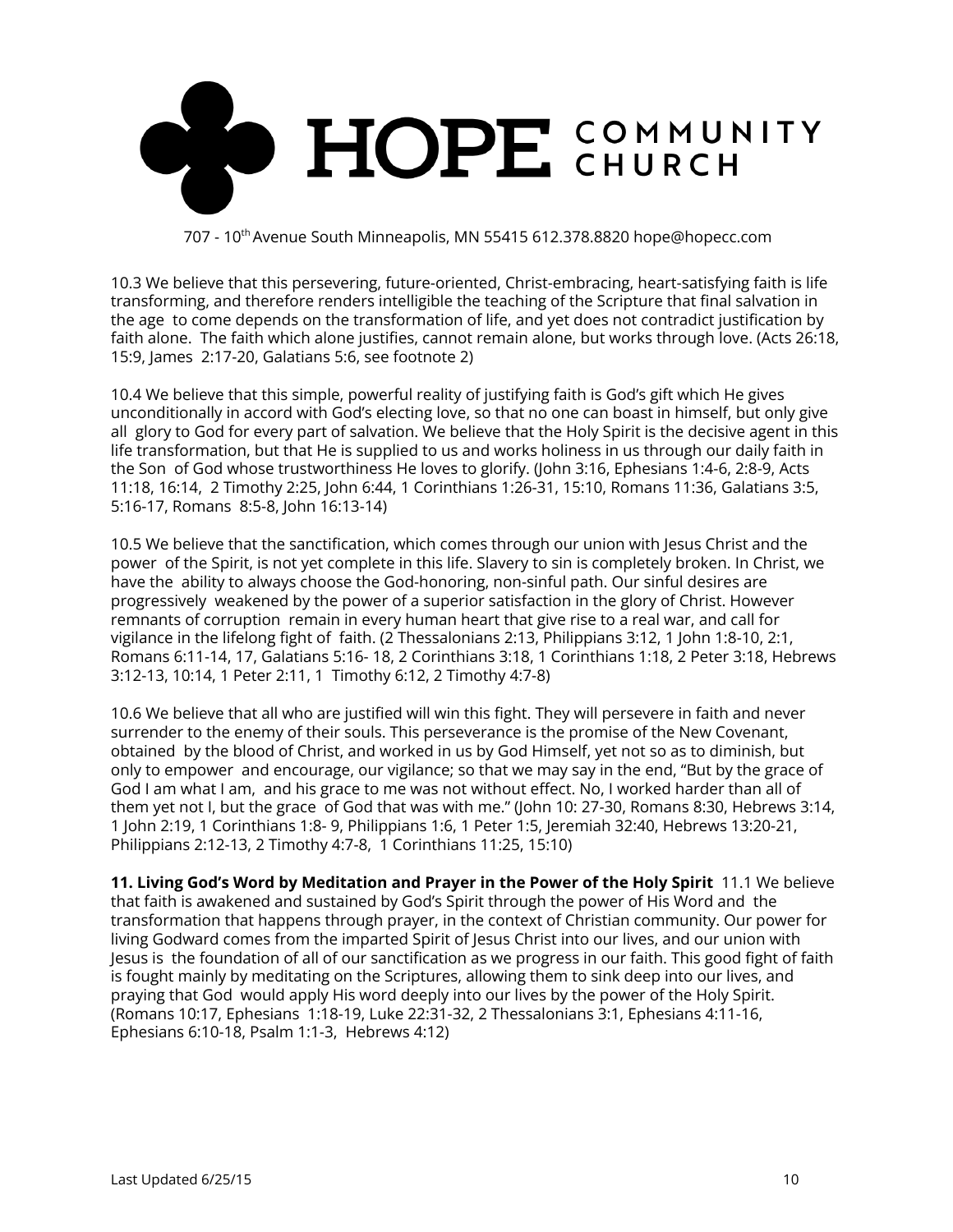10.3 We believe that this persevering, future-oriented, Christ-embracing, heart-satisfying faith is life transforming, and therefore renders intelligible the teaching of the Scripture that final salvation in the age to come depends on the transformation of life, and yet does not contradict justification by faith alone. The faith which alone justifies, cannot remain alone, but works through love. (Acts 26:18, 15:9, James 2:17-20, Galatians 5:6, see footnote 2)

10.4 We believe that this simple, powerful reality of justifying faith is God's gift which He gives unconditionally in accord with God's electing love, so that no one can boast in himself, but only give all glory to God for every part of salvation. We believe that the Holy Spirit is the decisive agent in this life transformation, but that He is supplied to us and works holiness in us through our daily faith in the Son of God whose trustworthiness He loves to glorify. (John 3:16, Ephesians 1:4-6, 2:8-9, Acts 11:18, 16:14, 2 Timothy 2:25, John 6:44, 1 Corinthians 1:26-31, 15:10, Romans 11:36, Galatians 3:5, 5:16-17, Romans 8:5-8, John 16:13-14)

10.5 We believe that the sanctification, which comes through our union with Jesus Christ and the power of the Spirit, is not yet complete in this life. Slavery to sin is completely broken. In Christ, we have the ability to always choose the God-honoring, non-sinful path. Our sinful desires are progressively weakened by the power of a superior satisfaction in the glory of Christ. However remnants of corruption remain in every human heart that give rise to a real war, and call for vigilance in the lifelong fight of faith. (2 Thessalonians 2:13, Philippians 3:12, 1 John 1:8-10, 2:1, Romans 6:11-14, 17, Galatians 5:16- 18, 2 Corinthians 3:18, 1 Corinthians 1:18, 2 Peter 3:18, Hebrews 3:12-13, 10:14, 1 Peter 2:11, 1 Timothy 6:12, 2 Timothy 4:7-8)

10.6 We believe that all who are justified will win this fight. They will persevere in faith and never surrender to the enemy of their souls. This perseverance is the promise of the New Covenant, obtained by the blood of Christ, and worked in us by God Himself, yet not so as to diminish, but only to empower and encourage, our vigilance; so that we may say in the end, "But by the grace of God I am what I am, and his grace to me was not without effect. No, I worked harder than all of them yet not I, but the grace of God that was with me." (John 10: 27-30, Romans 8:30, Hebrews 3:14, 1 John 2:19, 1 Corinthians 1:8- 9, Philippians 1:6, 1 Peter 1:5, Jeremiah 32:40, Hebrews 13:20-21, Philippians 2:12-13, 2 Timothy 4:7-8, 1 Corinthians 11:25, 15:10)

**11. Living God's Word by Meditation and Prayer in the Power of the Holy Spirit** 11.1 We believe that faith is awakened and sustained by God's Spirit through the power of His Word and the transformation that happens through prayer, in the context of Christian community. Our power for living Godward comes from the imparted Spirit of Jesus Christ into our lives, and our union with Jesus is the foundation of all of our sanctification as we progress in our faith. This good fight of faith is fought mainly by meditating on the Scriptures, allowing them to sink deep into our lives, and praying that God would apply His word deeply into our lives by the power of the Holy Spirit. (Romans 10:17, Ephesians 1:18-19, Luke 22:31-32, 2 Thessalonians 3:1, Ephesians 4:11-16, Ephesians 6:10-18, Psalm 1:1-3, Hebrews 4:12)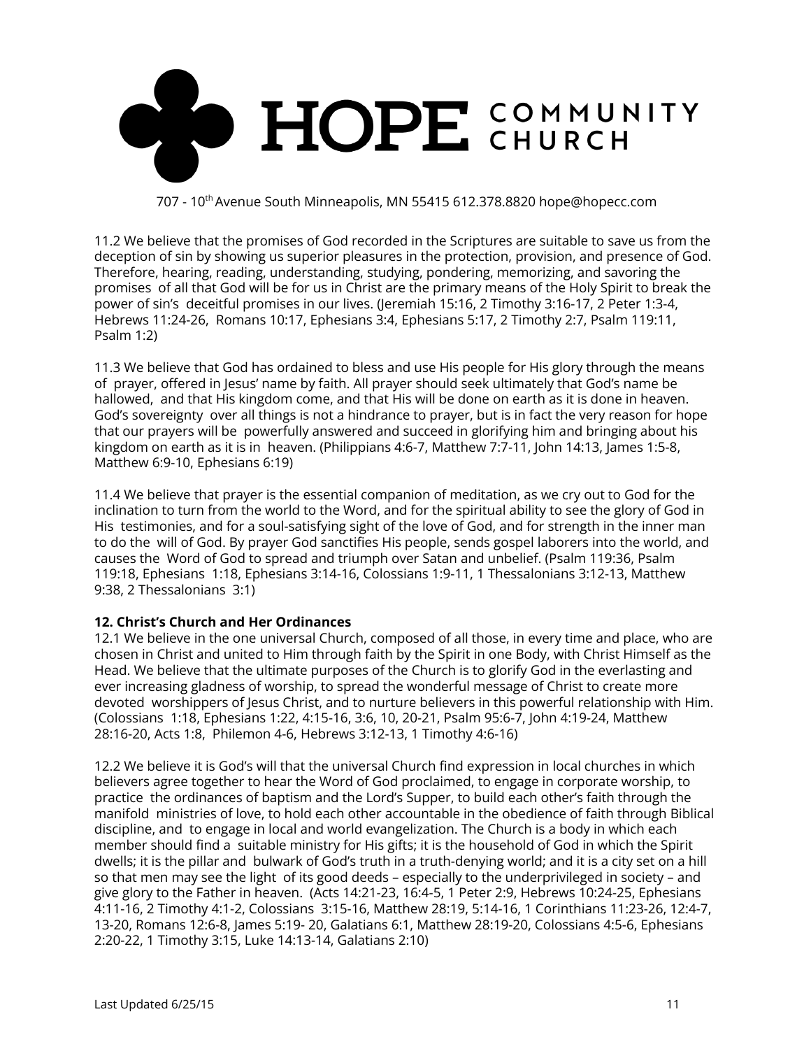11.2 We believe that the promises of God recorded in the Scriptures are suitable to save us from the deception of sin by showing us superior pleasures in the protection, provision, and presence of God. Therefore, hearing, reading, understanding, studying, pondering, memorizing, and savoring the promises of all that God will be for us in Christ are the primary means of the Holy Spirit to break the power of sin's deceitful promises in our lives. (Jeremiah 15:16, 2 Timothy 3:16-17, 2 Peter 1:3-4, Hebrews 11:24-26, Romans 10:17, Ephesians 3:4, Ephesians 5:17, 2 Timothy 2:7, Psalm 119:11, Psalm 1:2)

11.3 We believe that God has ordained to bless and use His people for His glory through the means of prayer, offered in Jesus' name by faith. All prayer should seek ultimately that God's name be hallowed, and that His kingdom come, and that His will be done on earth as it is done in heaven. God's sovereignty over all things is not a hindrance to prayer, but is in fact the very reason for hope that our prayers will be powerfully answered and succeed in glorifying him and bringing about his kingdom on earth as it is in heaven. (Philippians 4:6-7, Matthew 7:7-11, John 14:13, James 1:5-8, Matthew 6:9-10, Ephesians 6:19)

11.4 We believe that prayer is the essential companion of meditation, as we cry out to God for the inclination to turn from the world to the Word, and for the spiritual ability to see the glory of God in His testimonies, and for a soul-satisfying sight of the love of God, and for strength in the inner man to do the will of God. By prayer God sanctifies His people, sends gospel laborers into the world, and causes the Word of God to spread and triumph over Satan and unbelief. (Psalm 119:36, Psalm 119:18, Ephesians 1:18, Ephesians 3:14-16, Colossians 1:9-11, 1 Thessalonians 3:12-13, Matthew 9:38, 2 Thessalonians 3:1)

**12. Christ's Church and Her Ordinances**

12.1 We believe in the one universal Church, composed of all those, in every time and place, who are chosen in Christ and united to Him through faith by the Spirit in one Body, with Christ Himself as the Head. We believe that the ultimate purposes of the Church is to glorify God in the everlasting and ever increasing gladness of worship, to spread the wonderful message of Christ to create more devoted worshippers of Jesus Christ, and to nurture believers in this powerful relationship with Him. (Colossians 1:18, Ephesians 1:22, 4:15-16, 3:6, 10, 20-21, Psalm 95:6-7, John 4:19-24, Matthew 28:16-20, Acts 1:8, Philemon 4-6, Hebrews 3:12-13, 1 Timothy 4:6-16)

12.2 We believe it is God's will that the universal Church find expression in local churches in which believers agree together to hear the Word of God proclaimed, to engage in corporate worship, to practice the ordinances of baptism and the Lord's Supper, to build each other's faith through the manifold ministries of love, to hold each other accountable in the obedience of faith through Biblical discipline, and to engage in local and world evangelization. The Church is a body in which each member should find a suitable ministry for His gifts; it is the household of God in which the Spirit dwells; it is the pillar and bulwark of God's truth in a truth-denying world; and it is a city set on a hill so that men may see the light of its good deeds – especially to the underprivileged in society – and give glory to the Father in heaven. (Acts 14:21-23, 16:4-5, 1 Peter 2:9, Hebrews 10:24-25, Ephesians 4:11-16, 2 Timothy 4:1-2, Colossians 3:15-16, Matthew 28:19, 5:14-16, 1 Corinthians 11:23-26, 12:4-7, 13-20, Romans 12:6-8, James 5:19- 20, Galatians 6:1, Matthew 28:19-20, Colossians 4:5-6, Ephesians 2:20-22, 1 Timothy 3:15, Luke 14:13-14, Galatians 2:10)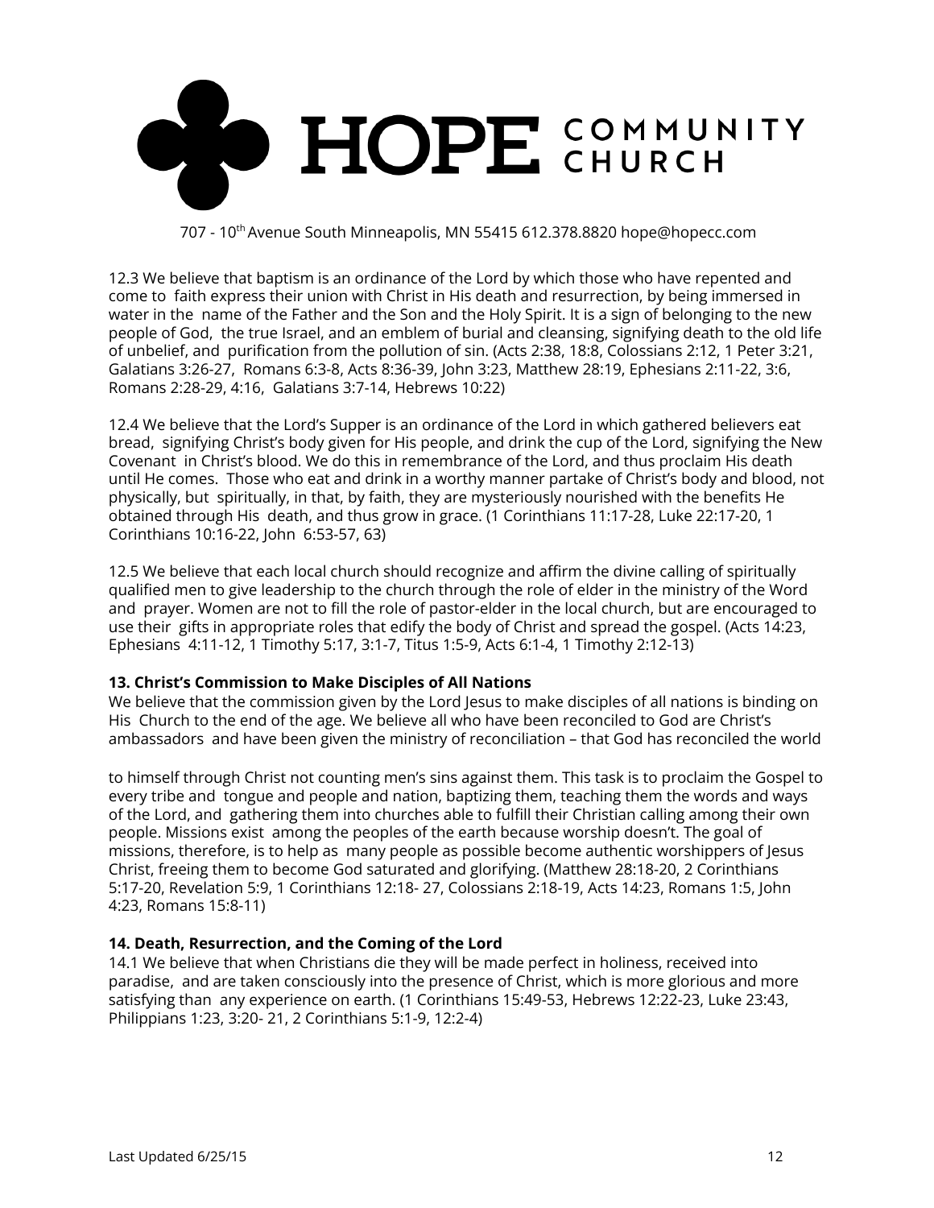12.3 We believe that baptism is an ordinance of the Lord by which those who have repented and come to faith express their union with Christ in His death and resurrection, by being immersed in water in the name of the Father and the Son and the Holy Spirit. It is a sign of belonging to the new people of God, the true Israel, and an emblem of burial and cleansing, signifying death to the old life of unbelief, and purification from the pollution of sin. (Acts 2:38, 18:8, Colossians 2:12, 1 Peter 3:21, Galatians 3:26-27, Romans 6:3-8, Acts 8:36-39, John 3:23, Matthew 28:19, Ephesians 2:11-22, 3:6, Romans 2:28-29, 4:16, Galatians 3:7-14, Hebrews 10:22)

12.4 We believe that the Lord's Supper is an ordinance of the Lord in which gathered believers eat bread, signifying Christ's body given for His people, and drink the cup of the Lord, signifying the New Covenant in Christ's blood. We do this in remembrance of the Lord, and thus proclaim His death until He comes. Those who eat and drink in a worthy manner partake of Christ's body and blood, not physically, but spiritually, in that, by faith, they are mysteriously nourished with the benefits He obtained through His death, and thus grow in grace. (1 Corinthians 11:17-28, Luke 22:17-20, 1 Corinthians 10:16-22, John 6:53-57, 63)

12.5 We believe that each local church should recognize and affirm the divine calling of spiritually qualified men to give leadership to the church through the role of elder in the ministry of the Word and prayer. Women are not to fill the role of pastor-elder in the local church, but are encouraged to use their gifts in appropriate roles that edify the body of Christ and spread the gospel. (Acts 14:23, Ephesians 4:11-12, 1 Timothy 5:17, 3:1-7, Titus 1:5-9, Acts 6:1-4, 1 Timothy 2:12-13)

**13. Christ's Commission to Make Disciples of All Nations**

We believe that the commission given by the Lord Jesus to make disciples of all nations is binding on His Church to the end of the age. We believe all who have been reconciled to God are Christ's ambassadors and have been given the ministry of reconciliation – that God has reconciled the world to himself through Christ not counting men's sins against them. This task is to proclaim the Gospel to every tribe and tongue and people and nation, baptizing them, teaching them the words and ways of the Lord, and gathering them into churches able to fulfill their Christian calling among their own people. Missions exist among the peoples of the earth because worship doesn't. The goal of missions, therefore, is to help as many people as possible become authentic worshippers of Jesus Christ, freeing them to become God saturated and glorifying. (Matthew 28:18-20, 2 Corinthians 5:17-20, Revelation 5:9, 1 Corinthians 12:18- 27, Colossians 2:18-19, Acts 14:23, Romans 1:5, John 4:23, Romans 15:8-11)

**14. Death, Resurrection, and the Coming of the Lord**

14.1 We believe that when Christians die they will be made perfect in holiness, received into paradise, and are taken consciously into the presence of Christ, which is more glorious and more satisfying than any experience on earth. (1 Corinthians 15:49-53, Hebrews 12:22-23, Luke 23:43, Philippians 1:23, 3:20- 21, 2 Corinthians 5:1-9, 12:2-4)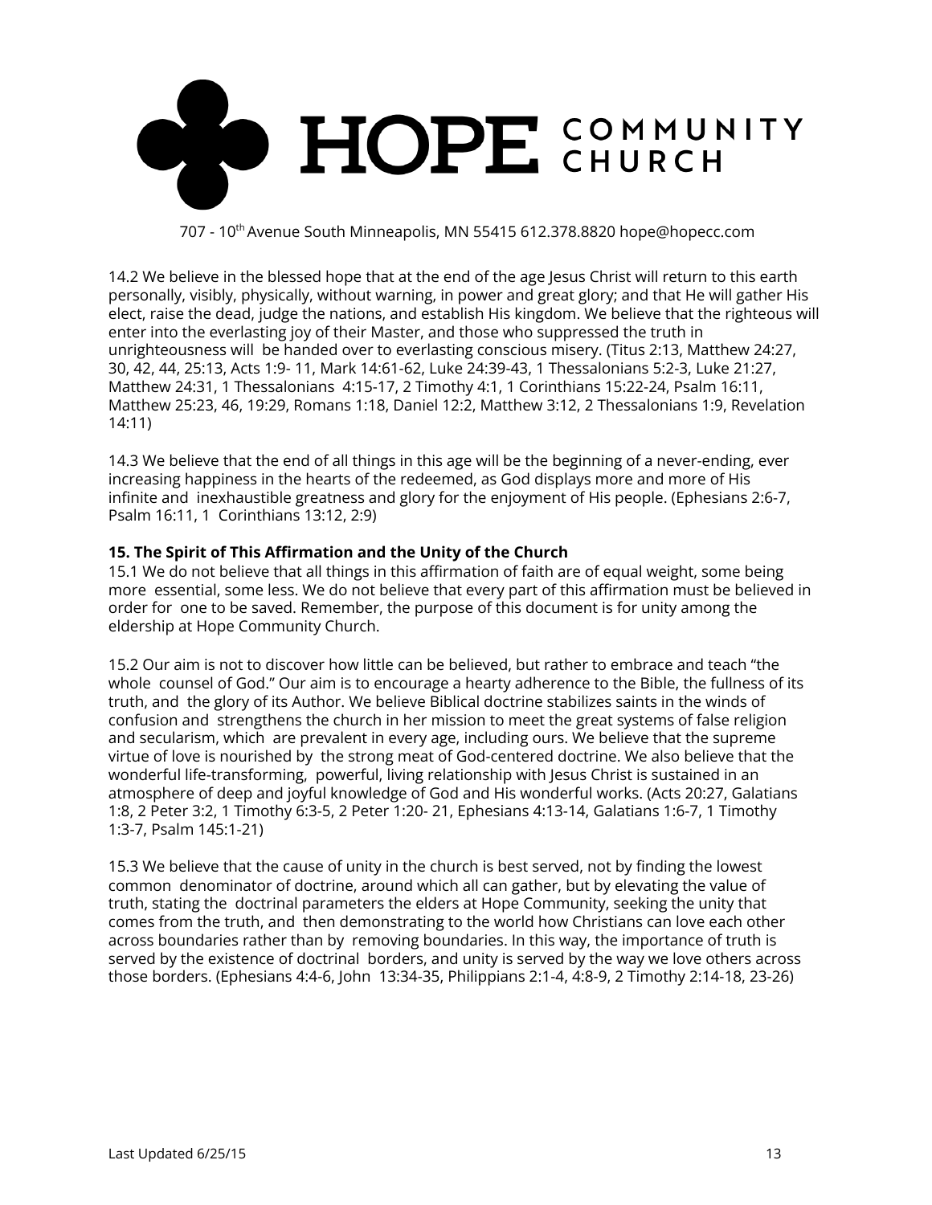# HOPE COMMUNITY CHURCH

707 - 10th Avenue South Minneapolis, MN 55415 612.378.8820 hope@hopecc.com

14.2 We believe in the blessed hope that at the end of the age Jesus Christ will return to this earth personally, visibly, physically, without warning, in power and great glory; and that He will gather His elect, raise the dead, judge the nations, and establish His kingdom. We believe that the righteous will enter into the everlasting joy of their Master, and those who suppressed the truth in unrighteousness will be handed over to everlasting conscious misery. (Titus 2:13, Matthew 24:27, 30, 42, 44, 25:13, Acts 1:9- 11, Mark 14:61-62, Luke 24:39-43, 1 Thessalonians 5:2-3, Luke 21:27, Matthew 24:31, 1 Thessalonians 4:15-17, 2 Timothy 4:1, 1 Corinthians 15:22-24, Psalm 16:11, Matthew 25:23, 46, 19:29, Romans 1:18, Daniel 12:2, Matthew 3:12, 2 Thessalonians 1:9, Revelation 14:11)

14.3 We believe that the end of all things in this age will be the beginning of a never-ending, ever increasing happiness in the hearts of the redeemed, as God displays more and more of His infinite and inexhaustible greatness and glory for the enjoyment of His people. (Ephesians 2:6-7, Psalm 16:11, 1 Corinthians 13:12, 2:9)

**15. The Spirit of This Affirmation and the Unity of the Church**

15.1 We do not believe that all things in this affirmation of faith are of equal weight, some being more essential, some less. We do not believe that every part of this affirmation must be believed in order for one to be saved. Remember, the purpose of this document is for unity among the eldership at Hope Community Church.

15.2 Our aim is not to discover how little can be believed, but rather to embrace and teach "the whole counsel of God." Our aim is to encourage a hearty adherence to the Bible, the fullness of its truth, and the glory of its Author. We believe Biblical doctrine stabilizes saints in the winds of confusion and strengthens the church in her mission to meet the great systems of false religion and secularism, which are prevalent in every age, including ours. We believe that the supreme virtue of love is nourished by the strong meat of God-centered doctrine. We also believe that the wonderful life-transforming, powerful, living relationship with Jesus Christ is sustained in an atmosphere of deep and joyful knowledge of God and His wonderful works. (Acts 20:27, Galatians 1:8, 2 Peter 3:2, 1 Timothy 6:3-5, 2 Peter 1:20- 21, Ephesians 4:13-14, Galatians 1:6-7, 1 Timothy 1:3-7, Psalm 145:1-21)

15.3 We believe that the cause of unity in the church is best served, not by finding the lowest common denominator of doctrine, around which all can gather, but by elevating the value of truth, stating the doctrinal parameters the elders at Hope Community, seeking the unity that comes from the truth, and then demonstrating to the world how Christians can love each other across boundaries rather than by removing boundaries. In this way, the importance of truth is served by the existence of doctrinal borders, and unity is served by the way we love others across those borders. (Ephesians 4:4-6, John 13:34-35, Philippians 2:1-4, 4:8-9, 2 Timothy 2:14-18, 23-26)

Last Updated 6/25/15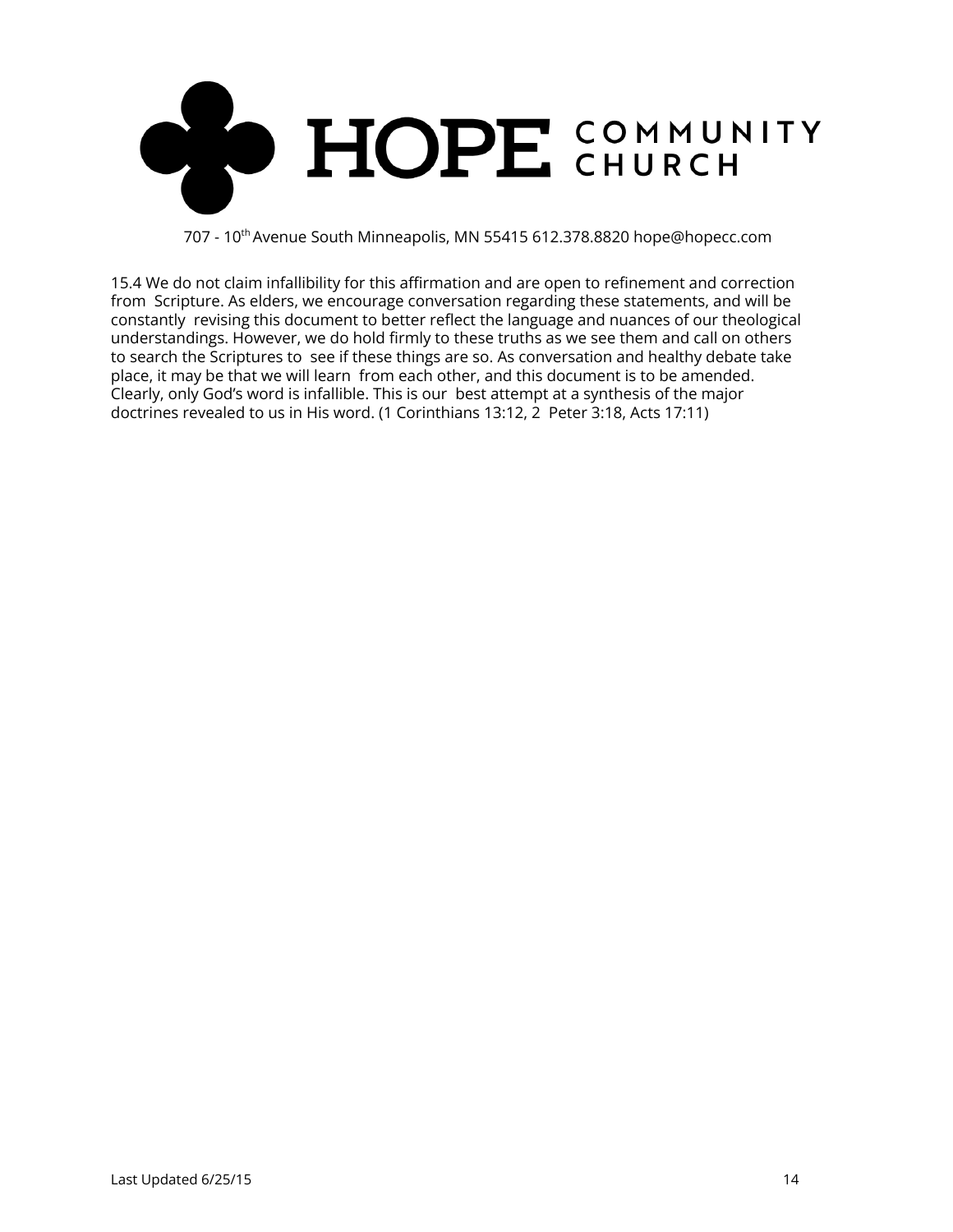# HOPE COMMUNITY CHURCH

707 - 10th Avenue South Minneapolis, MN 55415 612.378.8820 hope@hopecc.com

15.4 We do not claim infallibility for this affirmation and are open to refinement and correction from Scripture. As elders, we encourage conversation regarding these statements, and will be constantly revising this document to better reflect the language and nuances of our theological understandings. However, we do hold firmly to these truths as we see them and call on others to search the Scriptures to see if these things are so. As conversation and healthy debate take place, it may be that we will learn from each other, and this document is to be amended. Clearly, only God's word is infallible. This is our best attempt at a synthesis of the major doctrines revealed to us in His word. (1 Corinthians 13:12, 2 Peter 3:18, Acts 17:11)

Last Updated 6/25/15